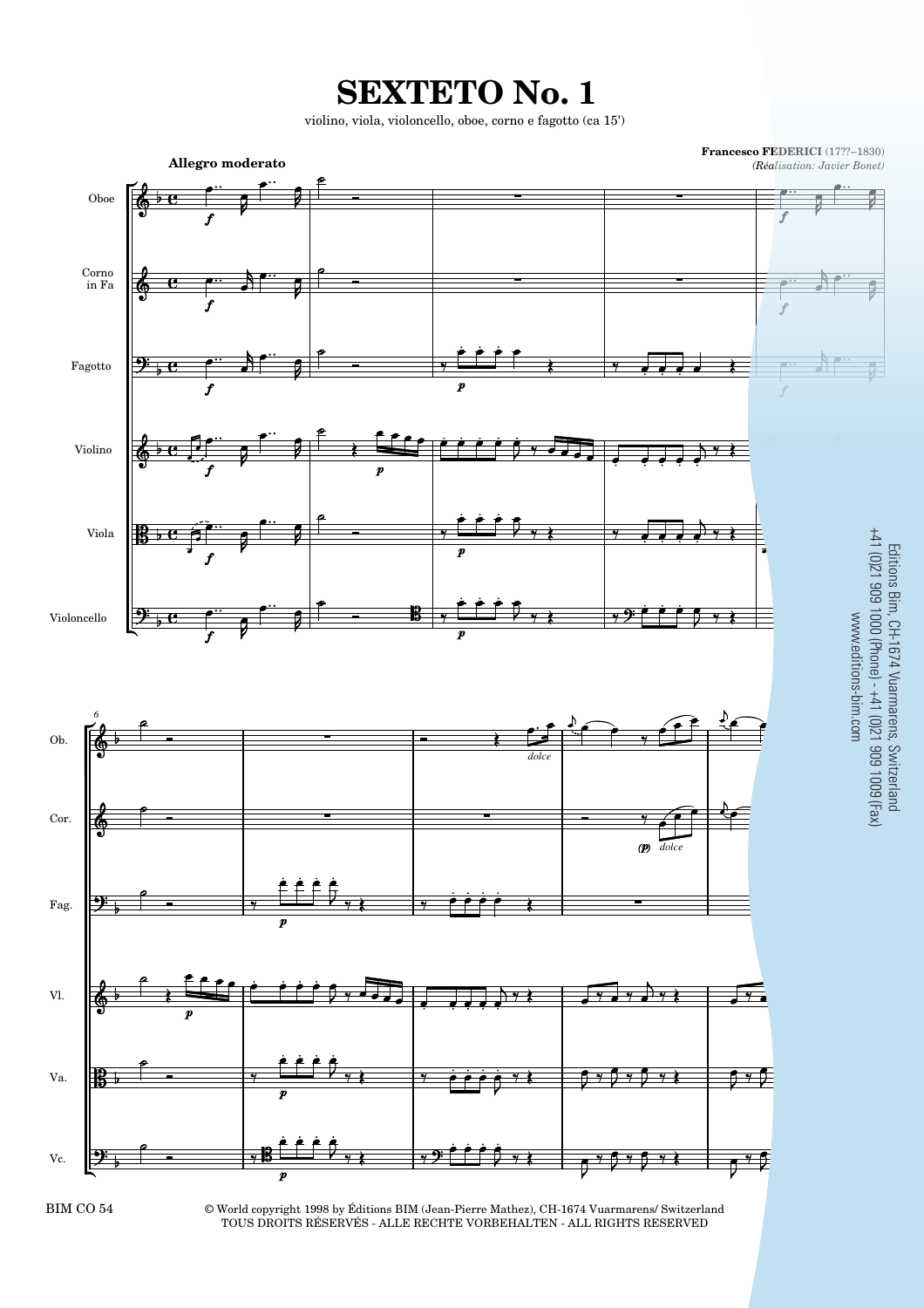# SEXTETO No. 1

violino, viola, violoncello, oboe, corno e fagotto (ca 15')

**Francesco FEDERICI** (17??–1830)
*(Réalisation: Javier Bonet)*

**Allegro moderato**

Editions Bim, CH-1674 Vuarmarens, Switzerland
+41 (0)21 909 1000 (Phone) - +41 (0)21 909 1009 (Fax)
www.editions-bim.com

BIM CO 54

© World copyright 1998 by Éditions BIM (Jean-Pierre Mathez), CH-1674 Vuarmarens/ Switzerland
TOUS DROITS RÉSERVÉS - ALLE RECHTE VORBEHALTEN - ALL RIGHTS RESERVED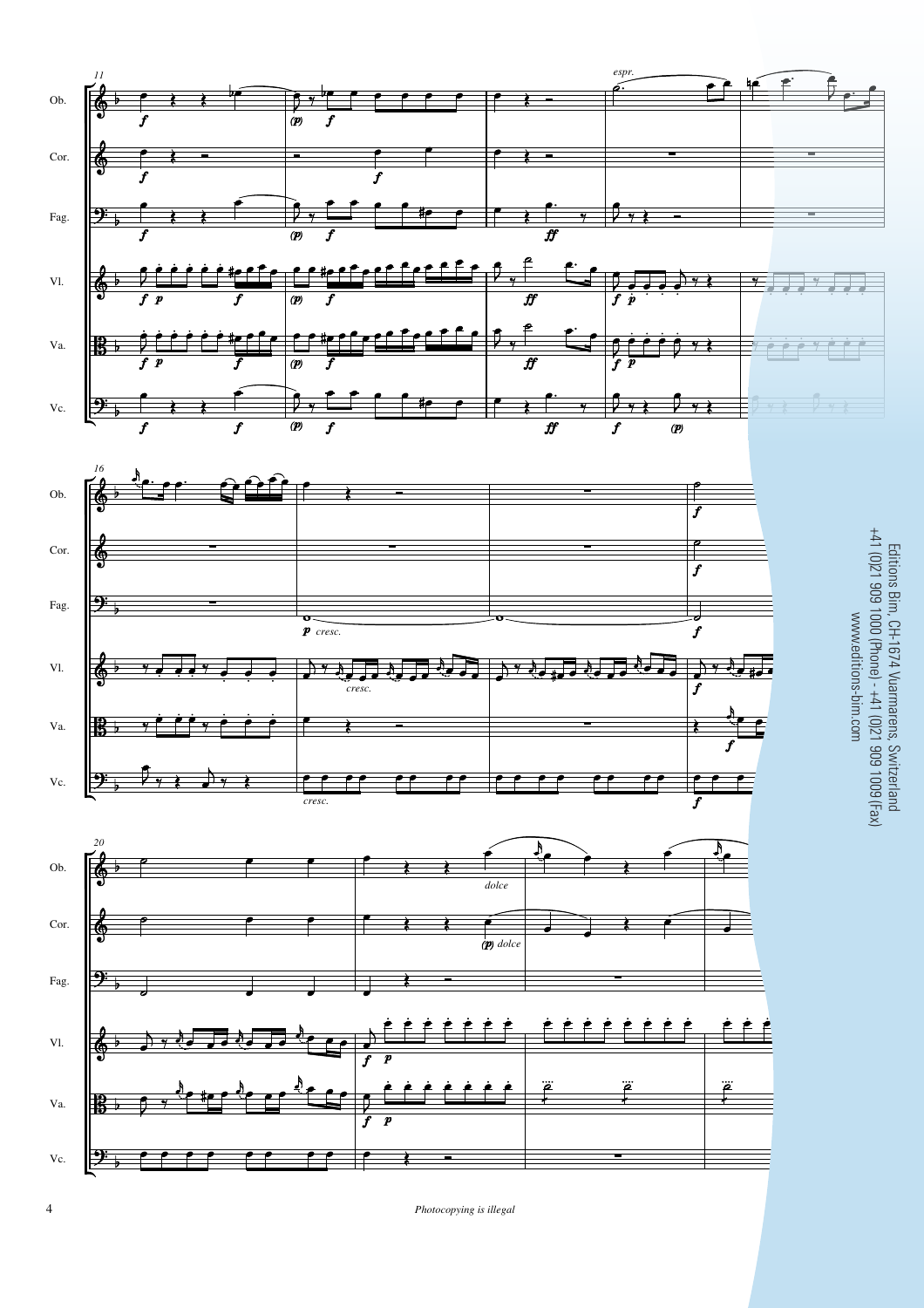Editions Bim, CH-1674 Vuarmarens, Switzerland
+41 (0)21 909 1000 (Phone) - +41 (0)21 909 1009 (Fax)
www.editions-bim.com

*Photocopying is illegal*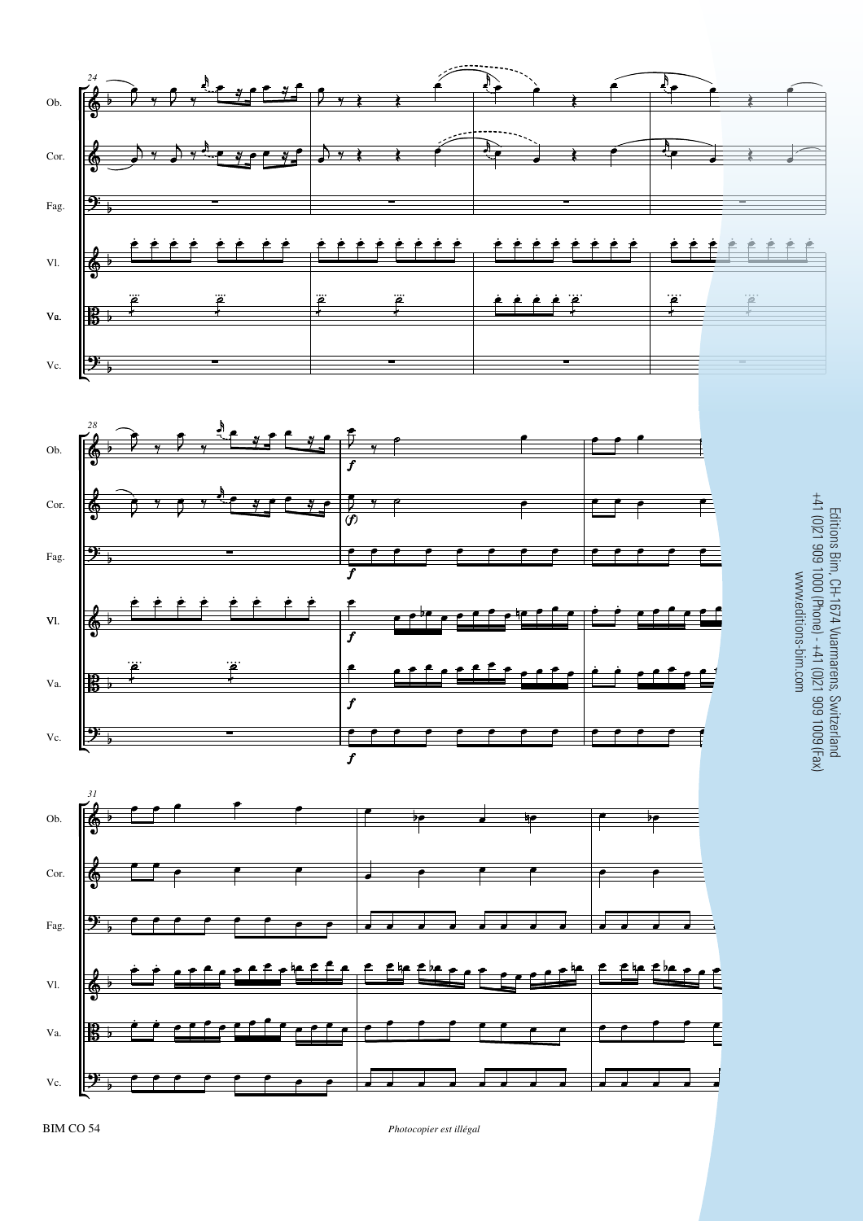Editions Bim, CH-1674 Vuarmarens, Switzerland
+41 (0)21 909 1000 (Phone) - +41 (0)21 909 1009 (Fax)
www.editions-bim.com

*Photocopier est illégal*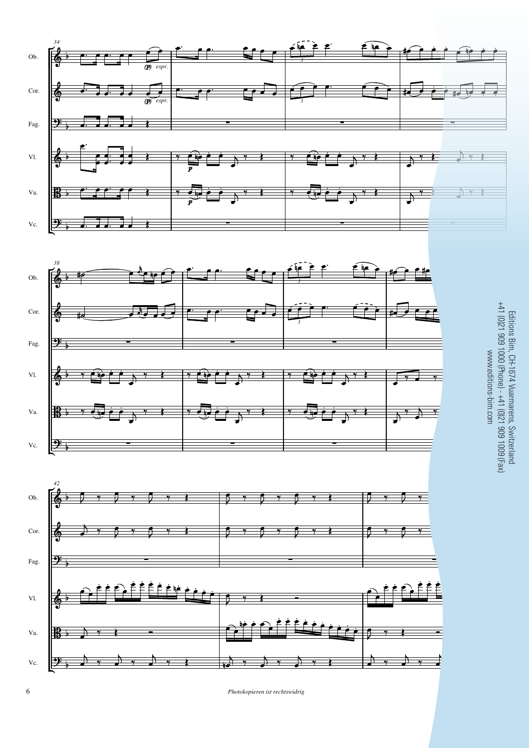Editions Bim, CH-1674 Vuarmarens, Switzerland
+41 (0)21 909 1000 (Phone) - +41 (0)21 909 1009 (Fax)
www.editions-bim.com

*Photokopieren ist rechtswidrig*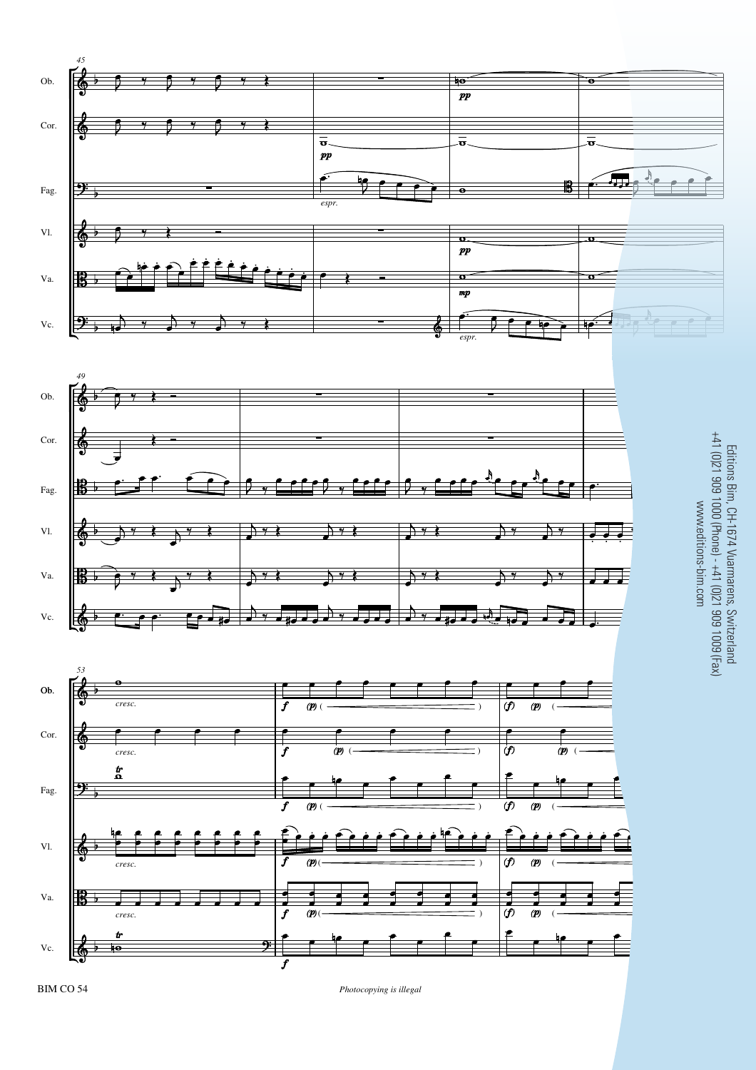Editions Bim, CH-1674 Vuarmarens, Switzerland
+41 (0)21 909 1000 (Phone) - +41 (0)21 909 1009 (Fax)
www.editions-bim.com

BIM CO 54

*Photocopying is illegal*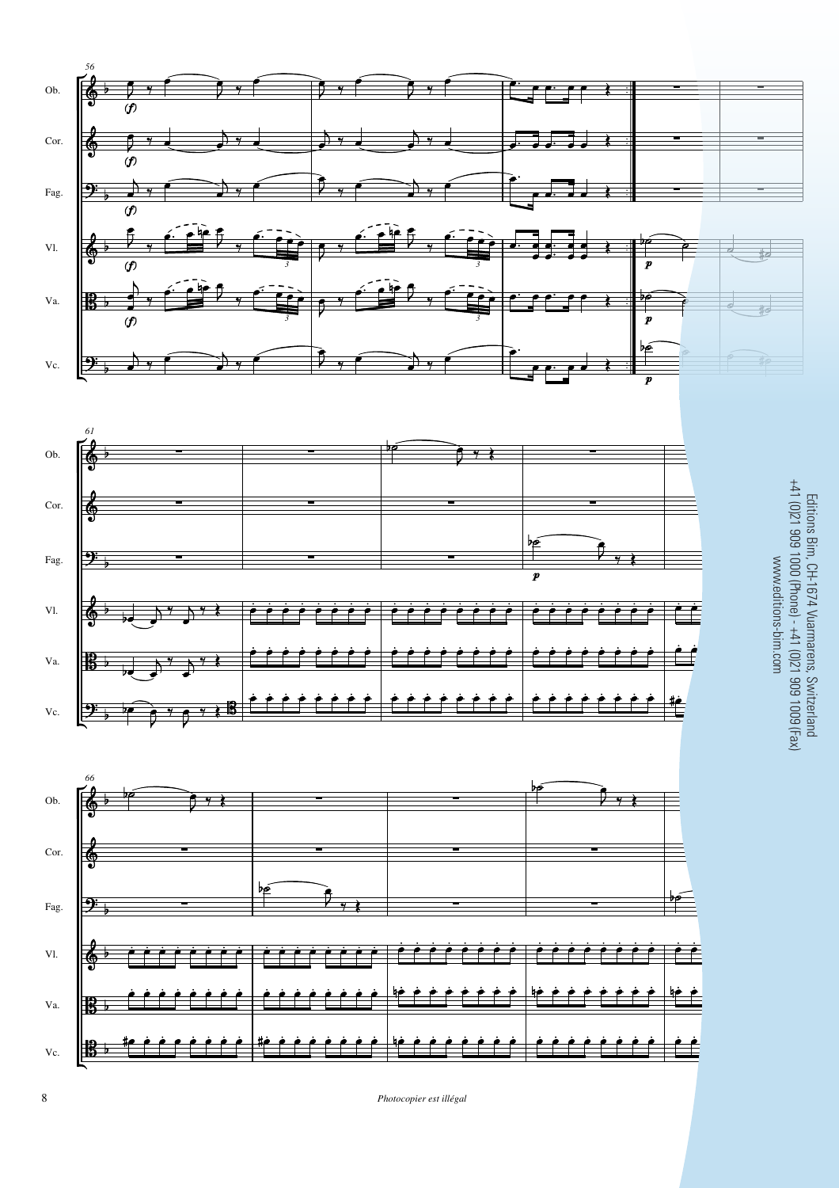Editions Bim, CH-1674 Vuarmarens, Switzerland
+41 (0)21 909 1000 (Phone) - +41 (0)21 909 1009 (Fax)
www.editions-bim.com

*Photocopier est illégal*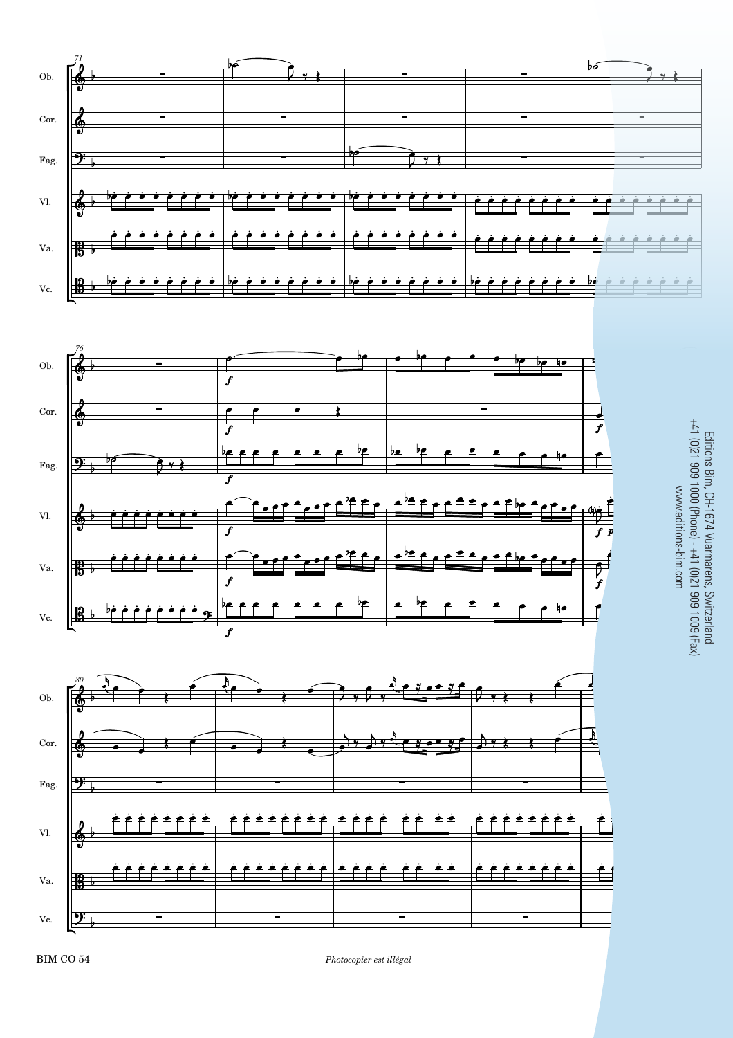Editions Bim, CH-1674 Vuarmarens, Switzerland
+41 (0)21 909 1000 (Phone) - +41 (0)21 909 1009 (Fax)
www.editions-bim.com

BIM CO 54

*Photocopier est illégal*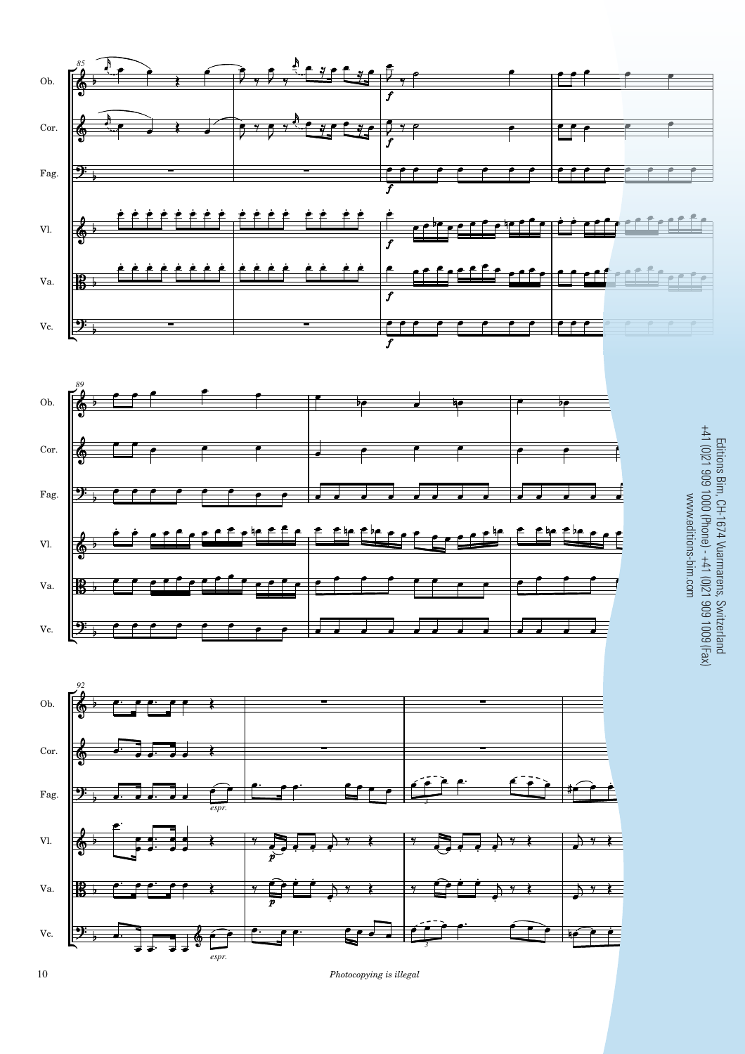Editions Bim, CH-1674 Vuarmarens, Switzerland
+41 (0)21 909 1000 (Phone) - +41 (0)21 909 1009 (Fax)
www.editions-bim.com

Photocopying is illegal